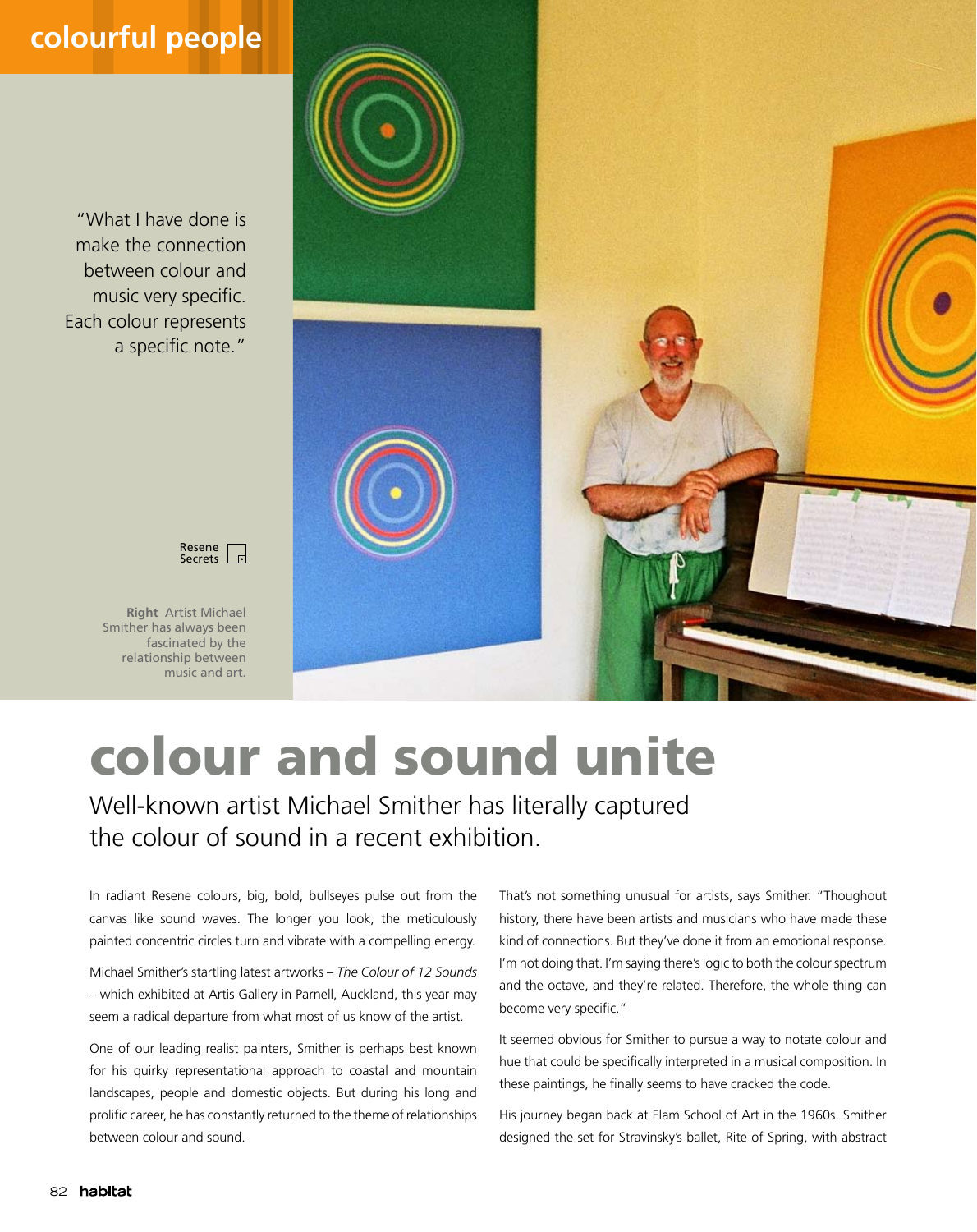colourful people

"What I have done is make the connection between colour and music very specific. Each colour represents a specific note."

Resene Secrets

**Right** Artist Michael Smither has always been fascinated by the relationship between music and art.

# colour and sound unite

## Well-known artist Michael Smither has literally captured the colour of sound in a recent exhibition.

In radiant Resene colours, big, bold, bullseyes pulse out from the canvas like sound waves. The longer you look, the meticulously painted concentric circles turn and vibrate with a compelling energy.

Michael Smither's startling latest artworks – *The Colour of 12 Sounds* – which exhibited at Artis Gallery in Parnell, Auckland, this year may seem a radical departure from what most of us know of the artist.

One of our leading realist painters, Smither is perhaps best known for his quirky representational approach to coastal and mountain landscapes, people and domestic objects. But during his long and prolific career, he has constantly returned to the theme of relationships between colour and sound.

That's not something unusual for artists, says Smither. "Thoughout history, there have been artists and musicians who have made these kind of connections. But they've done it from an emotional response. I'm not doing that. I'm saying there's logic to both the colour spectrum and the octave, and they're related. Therefore, the whole thing can become very specific."

It seemed obvious for Smither to pursue a way to notate colour and hue that could be specifically interpreted in a musical composition. In these paintings, he finally seems to have cracked the code.

His journey began back at Elam School of Art in the 1960s. Smither designed the set for Stravinsky's ballet, Rite of Spring, with abstract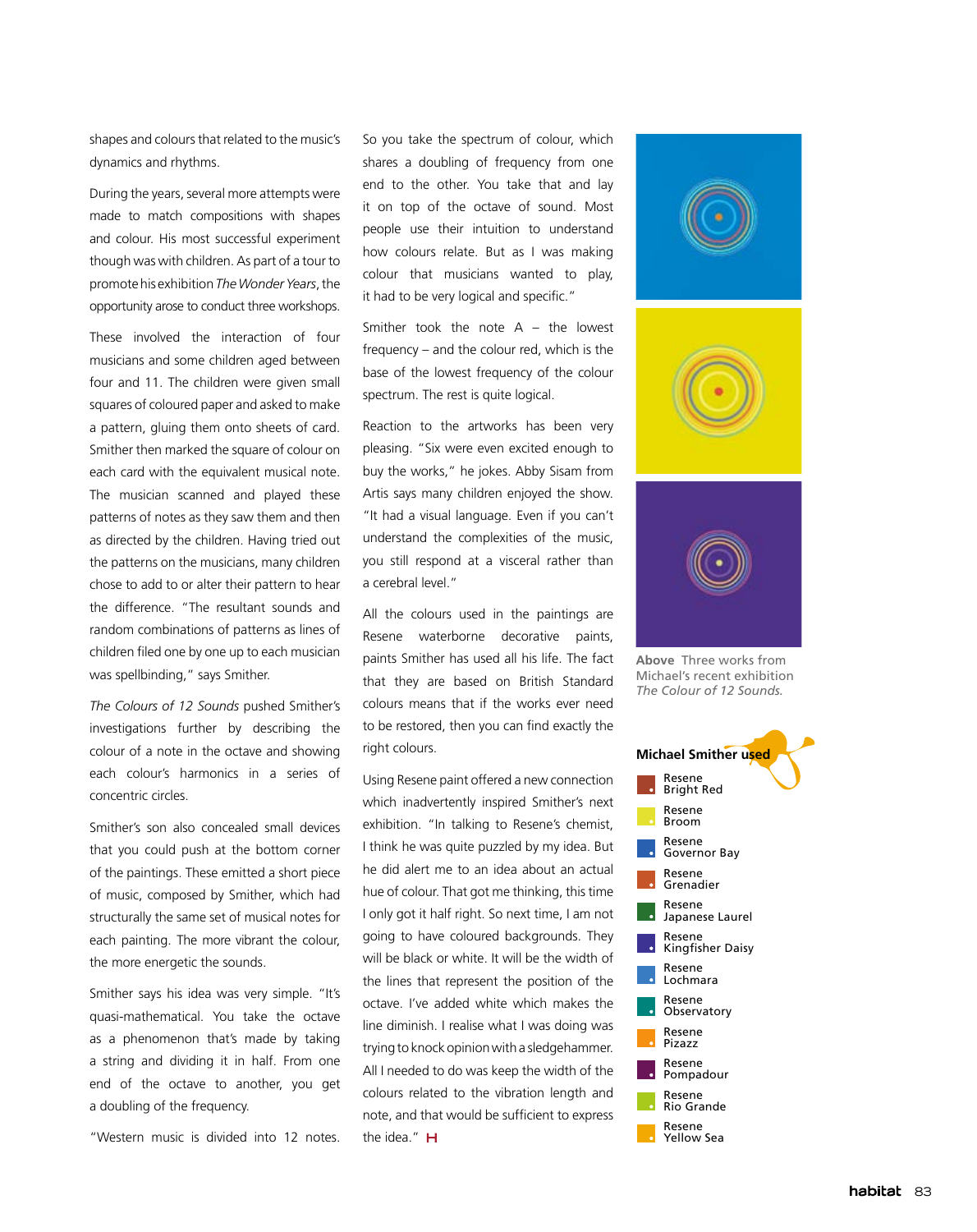shapes and colours that related to the music's dynamics and rhythms.

During the years, several more attempts were made to match compositions with shapes and colour. His most successful experiment though was with children. As part of a tour to promote his exhibition *The Wonder Years*, the opportunity arose to conduct three workshops.

These involved the interaction of four musicians and some children aged between four and 11. The children were given small squares of coloured paper and asked to make a pattern, gluing them onto sheets of card. Smither then marked the square of colour on each card with the equivalent musical note. The musician scanned and played these patterns of notes as they saw them and then as directed by the children. Having tried out the patterns on the musicians, many children chose to add to or alter their pattern to hear the difference. "The resultant sounds and random combinations of patterns as lines of children filed one by one up to each musician was spellbinding," says Smither.

*The Colours of 12 Sounds* pushed Smither's investigations further by describing the colour of a note in the octave and showing each colour's harmonics in a series of concentric circles.

Smither's son also concealed small devices that you could push at the bottom corner of the paintings. These emitted a short piece of music, composed by Smither, which had structurally the same set of musical notes for each painting. The more vibrant the colour, the more energetic the sounds.

Smither says his idea was very simple. "It's quasi-mathematical. You take the octave as a phenomenon that's made by taking a string and dividing it in half. From one end of the octave to another, you get a doubling of the frequency.

"Western music is divided into 12 notes. So you take the spectrum of colour, which shares a doubling of frequency from one end to the other. You take that and lay it on top of the octave of sound. Most people use their intuition to understand how colours relate. But as I was making colour that musicians wanted to play, it had to be very logical and specific."

Smither took the note A – the lowest frequency – and the colour red, which is the base of the lowest frequency of the colour spectrum. The rest is quite logical.

Reaction to the artworks has been very pleasing. "Six were even excited enough to buy the works," he jokes. Abby Sisam from Artis says many children enjoyed the show. "It had a visual language. Even if you can't understand the complexities of the music, you still respond at a visceral rather than a cerebral level."

All the colours used in the paintings are Resene waterborne decorative paints, paints Smither has used all his life. The fact that they are based on British Standard colours means that if the works ever need to be restored, then you can find exactly the right colours.

Using Resene paint offered a new connection which inadvertently inspired Smither's next exhibition. "In talking to Resene's chemist, I think he was quite puzzled by my idea. But he did alert me to an idea about an actual hue of colour. That got me thinking, this time I only got it half right. So next time, I am not going to have coloured backgrounds. They will be black or white. It will be the width of the lines that represent the position of the octave. I've added white which makes the line diminish. I realise what I was doing was trying to knock opinion with a sledgehammer. All I needed to do was keep the width of the colours related to the vibration length and note, and that would be sufficient to express the idea." H

**Above** Three works from Michael's recent exhibition *The Colour of 12 Sounds.*

**Michael Smither used**

- Resene Bright Red
- Resene Broom
- Resene Governor Bay
- Resene Grenadier
- Resene Japanese Laurel
- Resene Kingfisher Daisy
- Resene Lochmara
- Resene Observatory
- Resene Pizazz
- Resene Pompadour
- Resene Rio Grande
- Resene Yellow Sea